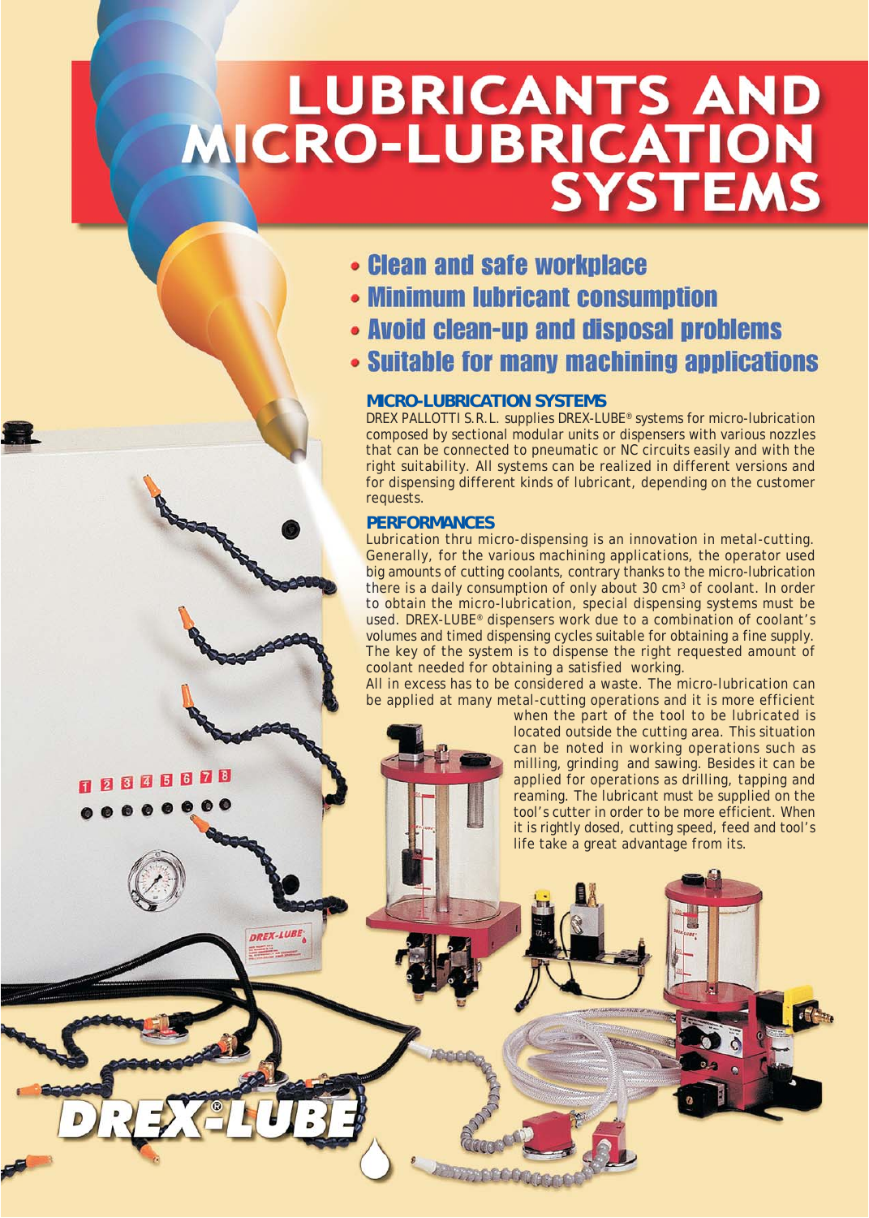# LUBRICANTS AND MICRO-LUBRICATION SYSTEMS

- Clean and safe workplace
- Minimum lubricant consumption
- Avoid clean-up and disposal problems
- Suitable for many machining applications

## MICRO-LUBRICATION SYSTEMS

DREX PALLOTTI S.R.L. supplies DREX-LUBE® systems for micro-lubrication composed by sectional modular units or dispensers with various nozzles that can be connected to pneumatic or NC circuits easily and with the right suitability. All systems can be realized in different versions and for dispensing different kinds of lubricant, depending on the customer requests.

## PERFORMANCES

Lubrication thru micro-dispensing is an innovation in metal-cutting. Generally, for the various machining applications, the operator used big amounts of cutting coolants, contrary thanks to the micro-lubrication there is a daily consumption of only about 30 $cm^3$ of coolant. In order to obtain the micro-lubrication, special dispensing systems must be used. DREX-LUBE® dispensers work due to a combination of coolant's volumes and timed dispensing cycles suitable for obtaining a fine supply. The key of the system is to dispense the right requested amount of coolant needed for obtaining a satisfied working.

All in excess has to be considered a waste. The micro-lubrication can be applied at many metal-cutting operations and it is more efficient when the part of the tool to be lubricated is located outside the cutting area. This situation can be noted in working operations such as milling, grinding and sawing. Besides it can be applied for operations as drilling, tapping and reaming. The lubricant must be supplied on the tool's cutter in order to be more efficient. When it is rightly dosed, cutting speed, feed and tool's life take a great advantage from its.

DREX®-LUBE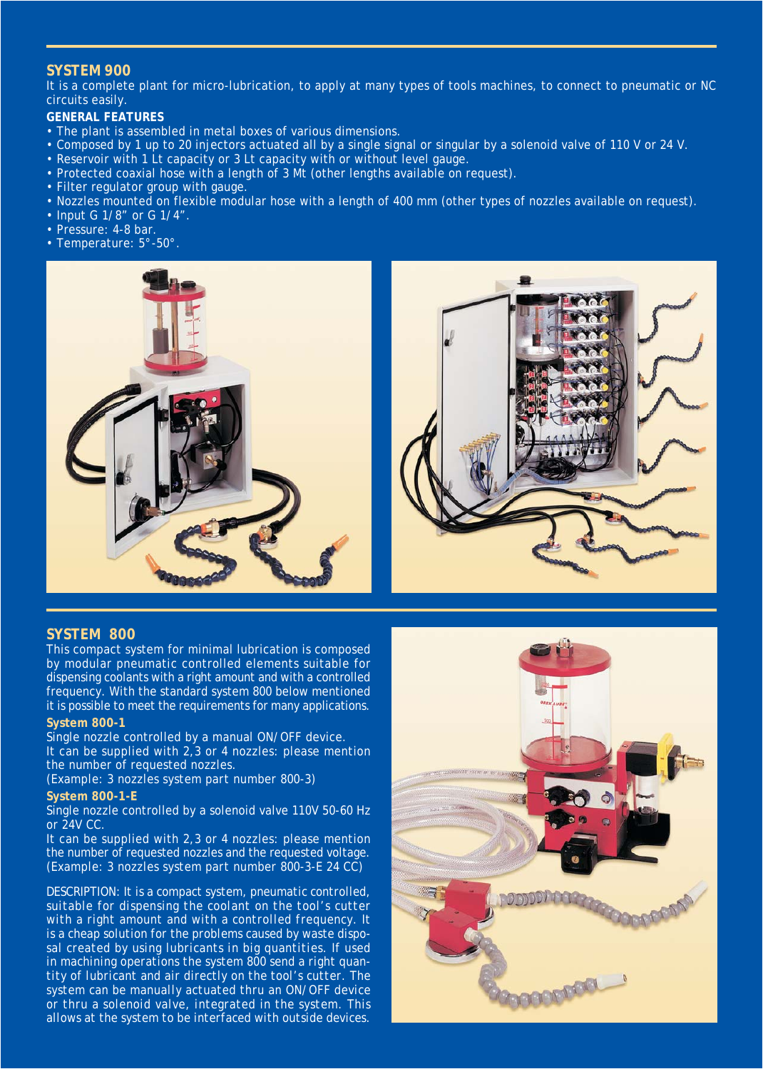## SYSTEM 900

It is a complete plant for micro-lubrication, to apply at many types of tools machines, to connect to pneumatic or NC circuits easily.

**GENERAL FEATURES**

- The plant is assembled in metal boxes of various dimensions.
- Composed by 1 up to 20 injectors actuated all by a single signal or singular by a solenoid valve of 110 V or 24 V.
- Reservoir with 1 Lt capacity or 3 Lt capacity with or without level gauge.
- Protected coaxial hose with a length of 3 Mt (other lengths available on request).
- Filter regulator group with gauge.
- Nozzles mounted on flexible modular hose with a length of 400 mm (other types of nozzles available on request).
- Input G 1/8" or G 1/4".
- Pressure: 4-8 bar.
- Temperature: 5°-50°.

## SYSTEM 800

This compact system for minimal lubrication is composed by modular pneumatic controlled elements suitable for dispensing coolants with a right amount and with a controlled frequency. With the standard system 800 below mentioned it is possible to meet the requirements for many applications.

### System 800-1

Single nozzle controlled by a manual ON/OFF device.
It can be supplied with 2,3 or 4 nozzles: please mention the number of requested nozzles.
(Example: 3 nozzles system part number 800-3)

### System 800-1-E

Single nozzle controlled by a solenoid valve 110V 50-60 Hz or 24V CC.
It can be supplied with 2,3 or 4 nozzles: please mention the number of requested nozzles and the requested voltage.
(Example: 3 nozzles system part number 800-3-E 24 CC)

DESCRIPTION: It is a compact system, pneumatic controlled, suitable for dispensing the coolant on the tool's cutter with a right amount and with a controlled frequency. It is a cheap solution for the problems caused by waste disposal created by using lubricants in big quantities. If used in machining operations the system 800 send a right quantity of lubricant and air directly on the tool's cutter. The system can be manually actuated thru an ON/OFF device or thru a solenoid valve, integrated in the system. This allows at the system to be interfaced with outside devices.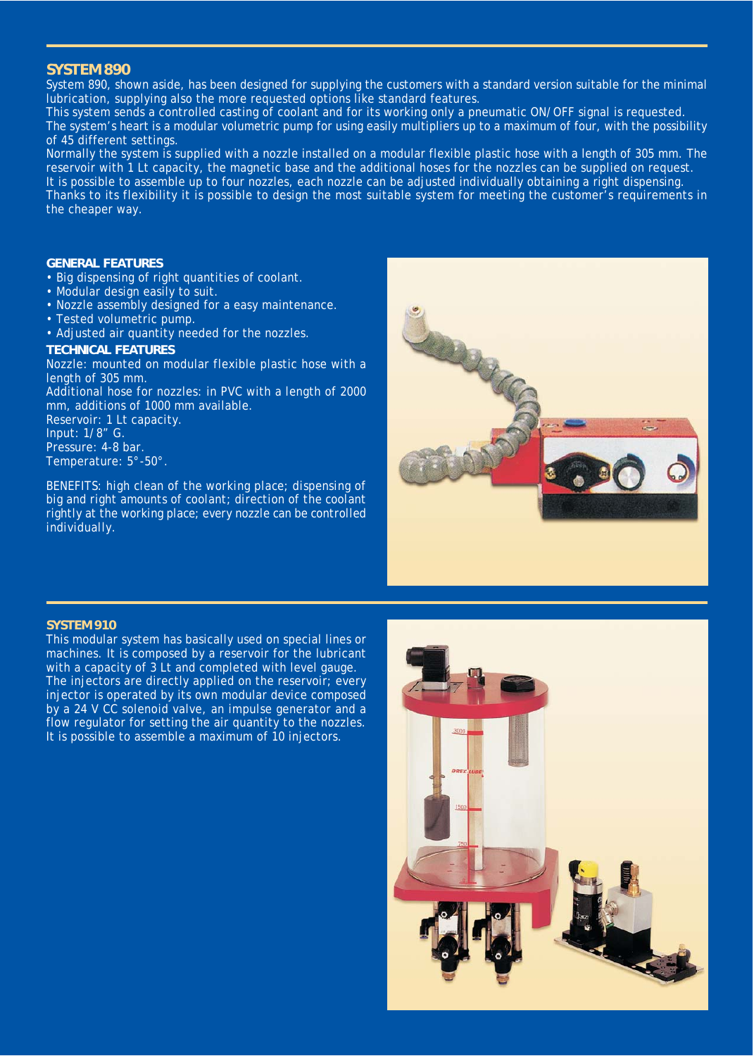## SYSTEM 890

System 890, shown aside, has been designed for supplying the customers with a standard version suitable for the minimal lubrication, supplying also the more requested options like standard features.
This system sends a controlled casting of coolant and for its working only a pneumatic ON/OFF signal is requested.
The system's heart is a modular volumetric pump for using easily multipliers up to a maximum of four, with the possibility of 45 different settings.
Normally the system is supplied with a nozzle installed on a modular flexible plastic hose with a length of 305 mm. The reservoir with 1 Lt capacity, the magnetic base and the additional hoses for the nozzles can be supplied on request.
It is possible to assemble up to four nozzles, each nozzle can be adjusted individually obtaining a right dispensing.
Thanks to its flexibility it is possible to design the most suitable system for meeting the customer's requirements in the cheaper way.

### GENERAL FEATURES

- Big dispensing of right quantities of coolant.
- Modular design easily to suit.
- Nozzle assembly designed for a easy maintenance.
- Tested volumetric pump.
- Adjusted air quantity needed for the nozzles.

### TECHNICAL FEATURES

Nozzle: mounted on modular flexible plastic hose with a length of 305 mm.
Additional hose for nozzles: in PVC with a length of 2000 mm, additions of 1000 mm available.
Reservoir: 1 Lt capacity.
Input: 1/8" G.
Pressure: 4-8 bar.
Temperature: 5°-50°.

BENEFITS: high clean of the working place; dispensing of big and right amounts of coolant; direction of the coolant rightly at the working place; every nozzle can be controlled individually.

## SYSTEM 910

This modular system has basically used on special lines or machines. It is composed by a reservoir for the lubricant with a capacity of 3 Lt and completed with level gauge.
The injectors are directly applied on the reservoir; every injector is operated by its own modular device composed by a 24 V CC solenoid valve, an impulse generator and a flow regulator for setting the air quantity to the nozzles.
It is possible to assemble a maximum of 10 injectors.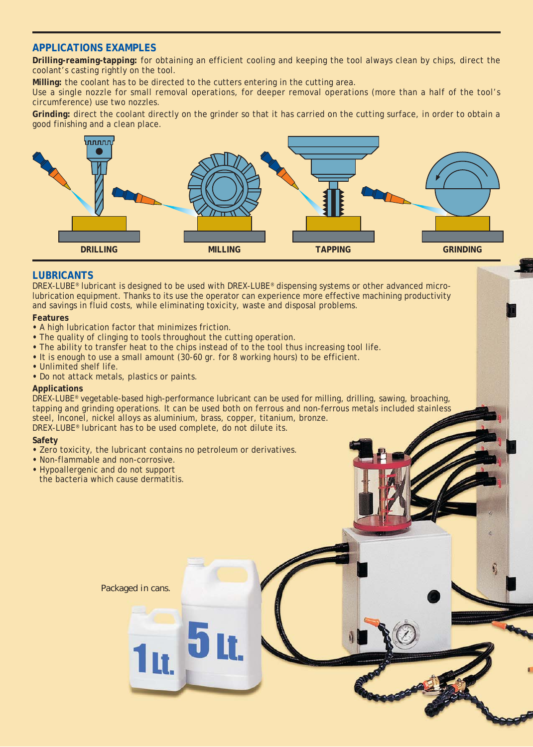## APPLICATIONS EXAMPLES

**Drilling-reaming-tapping:** for obtaining an efficient cooling and keeping the tool always clean by chips, direct the coolant's casting rightly on the tool.

**Milling:** the coolant has to be directed to the cutters entering in the cutting area.
Use a single nozzle for small removal operations, for deeper removal operations (more than a half of the tool's circumference) use two nozzles.

**Grinding:** direct the coolant directly on the grinder so that it has carried on the cutting surface, in order to obtain a good finishing and a clean place.

DRILLING

MILLING

TAPPING

GRINDING

## LUBRICANTS

DREX-LUBE® lubricant is designed to be used with DREX-LUBE® dispensing systems or other advanced micro-lubrication equipment. Thanks to its use the operator can experience more effective machining productivity and savings in fluid costs, while eliminating toxicity, waste and disposal problems.

### Features

- A high lubrication factor that minimizes friction.
- The quality of clinging to tools throughout the cutting operation.
- The ability to transfer heat to the chips instead of to the tool thus increasing tool life.
- It is enough to use a small amount (30-60 gr. for 8 working hours) to be efficient.
- Unlimited shelf life.
- Do not attack metals, plastics or paints.

### Applications

DREX-LUBE® vegetable-based high-performance lubricant can be used for milling, drilling, sawing, broaching, tapping and grinding operations. It can be used both on ferrous and non-ferrous metals included stainless steel, Inconel, nickel alloys as aluminium, brass, copper, titanium, bronze.
DREX-LUBE® lubricant has to be used complete, do not dilute its.

### Safety

- Zero toxicity, the lubricant contains no petroleum or derivatives.
- Non-flammable and non-corrosive.
- Hypoallergenic and do not support the bacteria which cause dermatitis.

Packaged in cans.

1 Lt.

5 Lt.